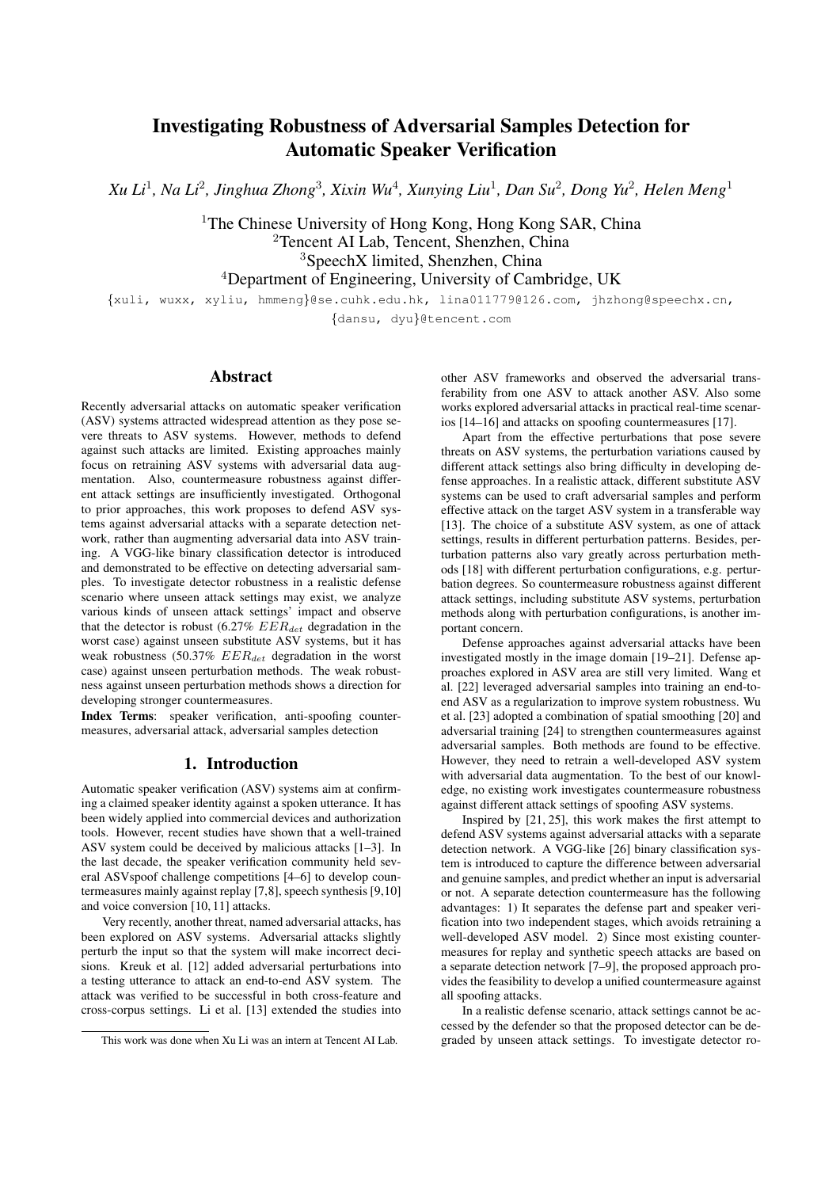# Investigating Robustness of Adversarial Samples Detection for Automatic Speaker Verification

*Xu Li*[1], *Na Li*[2], *Jinghua Zhong*[3], *Xixin Wu*[4], *Xunying Liu*[1], *Dan Su*[2], *Dong Yu*[2], *Helen Meng*[1]

[1]The Chinese University of Hong Kong, Hong Kong SAR, China
[2]Tencent AI Lab, Tencent, Shenzhen, China
[3]SpeechX limited, Shenzhen, China
[4]Department of Engineering, University of Cambridge, UK

{xuli, wuxx, xyliu, hmmeng}@se.cuhk.edu.hk, lina011779@126.com, jhzhong@speechx.cn, {dansu, dyu}@tencent.com

## Abstract

Recently adversarial attacks on automatic speaker verification (ASV) systems attracted widespread attention as they pose severe threats to ASV systems. However, methods to defend against such attacks are limited. Existing approaches mainly focus on retraining ASV systems with adversarial data augmentation. Also, countermeasure robustness against different attack settings are insufficiently investigated. Orthogonal to prior approaches, this work proposes to defend ASV systems against adversarial attacks with a separate detection network, rather than augmenting adversarial data into ASV training. A VGG-like binary classification detector is introduced and demonstrated to be effective on detecting adversarial samples. To investigate detector robustness in a realistic defense scenario where unseen attack settings may exist, we analyze various kinds of unseen attack settings' impact and observe that the detector is robust (6.27% $EER_{det}$ degradation in the worst case) against unseen substitute ASV systems, but it has weak robustness (50.37% $EER_{det}$ degradation in the worst case) against unseen perturbation methods. The weak robustness against unseen perturbation methods shows a direction for developing stronger countermeasures.

**Index Terms**: speaker verification, anti-spoofing countermeasures, adversarial attack, adversarial samples detection

## 1. Introduction

Automatic speaker verification (ASV) systems aim at confirming a claimed speaker identity against a spoken utterance. It has been widely applied into commercial devices and authorization tools. However, recent studies have shown that a well-trained ASV system could be deceived by malicious attacks [1–3]. In the last decade, the speaker verification community held several ASVspoof challenge competitions [4–6] to develop countermeasures mainly against replay [7,8], speech synthesis [9,10] and voice conversion [10, 11] attacks.

Very recently, another threat, named adversarial attacks, has been explored on ASV systems. Adversarial attacks slightly perturb the input so that the system will make incorrect decisions. Kreuk et al. [12] added adversarial perturbations into a testing utterance to attack an end-to-end ASV system. The attack was verified to be successful in both cross-feature and cross-corpus settings. Li et al. [13] extended the studies into other ASV frameworks and observed the adversarial transferability from one ASV to attack another ASV. Also some works explored adversarial attacks in practical real-time scenarios [14–16] and attacks on spoofing countermeasures [17].

Apart from the effective perturbations that pose severe threats on ASV systems, the perturbation variations caused by different attack settings also bring difficulty in developing defense approaches. In a realistic attack, different substitute ASV systems can be used to craft adversarial samples and perform effective attack on the target ASV system in a transferable way [13]. The choice of a substitute ASV system, as one of attack settings, results in different perturbation patterns. Besides, perturbation patterns also vary greatly across perturbation methods [18] with different perturbation configurations, e.g. perturbation degrees. So countermeasure robustness against different attack settings, including substitute ASV systems, perturbation methods along with perturbation configurations, is another important concern.

Defense approaches against adversarial attacks have been investigated mostly in the image domain [19–21]. Defense approaches explored in ASV area are still very limited. Wang et al. [22] leveraged adversarial samples into training an end-to-end ASV as a regularization to improve system robustness. Wu et al. [23] adopted a combination of spatial smoothing [20] and adversarial training [24] to strengthen countermeasures against adversarial samples. Both methods are found to be effective. However, they need to retrain a well-developed ASV system with adversarial data augmentation. To the best of our knowledge, no existing work investigates countermeasure robustness against different attack settings of spoofing ASV systems.

Inspired by [21, 25], this work makes the first attempt to defend ASV systems against adversarial attacks with a separate detection network. A VGG-like [26] binary classification system is introduced to capture the difference between adversarial and genuine samples, and predict whether an input is adversarial or not. A separate detection countermeasure has the following advantages: 1) It separates the defense part and speaker verification into two independent stages, which avoids retraining a well-developed ASV model. 2) Since most existing countermeasures for replay and synthetic speech attacks are based on a separate detection network [7–9], the proposed approach provides the feasibility to develop a unified countermeasure against all spoofing attacks.

In a realistic defense scenario, attack settings cannot be accessed by the defender so that the proposed detector can be degraded by unseen attack settings. To investigate detector ro-

This work was done when Xu Li was an intern at Tencent AI Lab.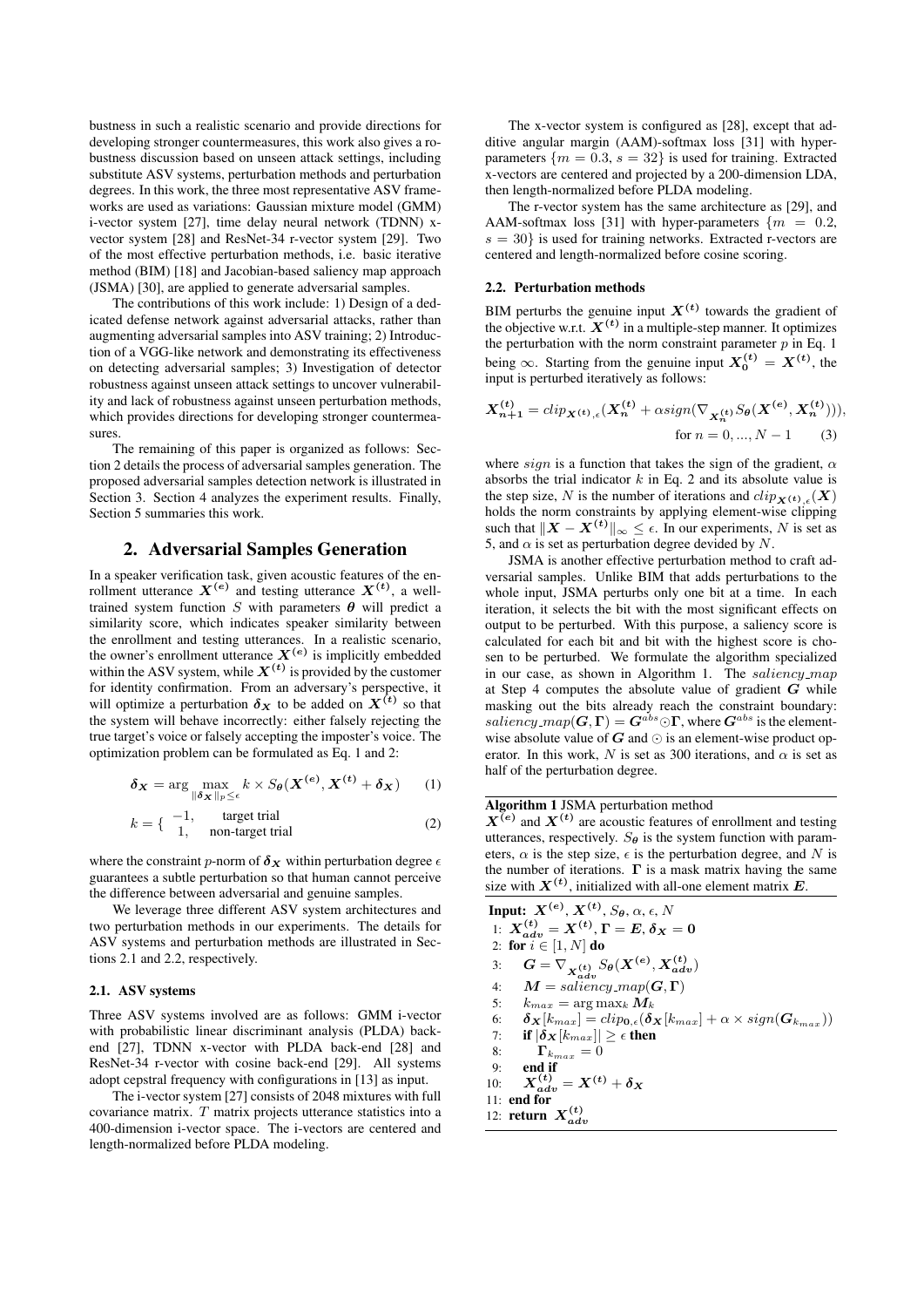bustness in such a realistic scenario and provide directions for developing stronger countermeasures, this work also gives a robustness discussion based on unseen attack settings, including substitute ASV systems, perturbation methods and perturbation degrees. In this work, the three most representative ASV frameworks are used as variations: Gaussian mixture model (GMM) i-vector system [27], time delay neural network (TDNN) x-vector system [28] and ResNet-34 r-vector system [29]. Two of the most effective perturbation methods, i.e. basic iterative method (BIM) [18] and Jacobian-based saliency map approach (JSMA) [30], are applied to generate adversarial samples.

The contributions of this work include: 1) Design of a dedicated defense network against adversarial attacks, rather than augmenting adversarial samples into ASV training; 2) Introduction of a VGG-like network and demonstrating its effectiveness on detecting adversarial samples; 3) Investigation of detector robustness against unseen attack settings to uncover vulnerability and lack of robustness against unseen perturbation methods, which provides directions for developing stronger countermeasures.

The remaining of this paper is organized as follows: Section 2 details the process of adversarial samples generation. The proposed adversarial samples detection network is illustrated in Section 3. Section 4 analyzes the experiment results. Finally, Section 5 summaries this work.

## 2. Adversarial Samples Generation

In a speaker verification task, given acoustic features of the enrollment utterance $\boldsymbol{X^{(e)}}$ and testing utterance $\boldsymbol{X^{(t)}}$, a well-trained system function $S$ with parameters $\boldsymbol{\theta}$ will predict a similarity score, which indicates speaker similarity between the enrollment and testing utterances. In a realistic scenario, the owner's enrollment utterance $\boldsymbol{X^{(e)}}$ is implicitly embedded within the ASV system, while $\boldsymbol{X^{(t)}}$ is provided by the customer for identity confirmation. From an adversary's perspective, it will optimize a perturbation $\boldsymbol{\delta_X}$ to be added on $\boldsymbol{X^{(t)}}$ so that the system will behave incorrectly: either falsely rejecting the true target's voice or falsely accepting the imposter's voice. The optimization problem can be formulated as Eq. 1 and 2:

$$\boldsymbol{\delta_X} = \arg \max_{\|\boldsymbol{\delta_X}\|_p \leq \epsilon} k \times S_{\boldsymbol{\theta}}(\boldsymbol{X^{(e)}}, \boldsymbol{X^{(t)}} + \boldsymbol{\delta_X}) \tag{1}$$

$$k = \begin{cases} -1, & \text{target trial} \\ 1, & \text{non-target trial} \end{cases} \tag{2}$$

where the constraint $p$-norm of $\boldsymbol{\delta_X}$ within perturbation degree $\epsilon$ guarantees a subtle perturbation so that human cannot perceive the difference between adversarial and genuine samples.

We leverage three different ASV system architectures and two perturbation methods in our experiments. The details for ASV systems and perturbation methods are illustrated in Sections 2.1 and 2.2, respectively.

### 2.1. ASV systems

Three ASV systems involved are as follows: GMM i-vector with probabilistic linear discriminant analysis (PLDA) backend [27], TDNN x-vector with PLDA back-end [28] and ResNet-34 r-vector with cosine back-end [29]. All systems adopt cepstral frequency with configurations in [13] as input.

The i-vector system [27] consists of 2048 mixtures with full covariance matrix. $T$ matrix projects utterance statistics into a 400-dimension i-vector space. The i-vectors are centered and length-normalized before PLDA modeling.

The x-vector system is configured as [28], except that additive angular margin (AAM)-softmax loss [31] with hyper-parameters $\{m = 0.3, s = 32\}$ is used for training. Extracted x-vectors are centered and projected by a 200-dimension LDA, then length-normalized before PLDA modeling.

The r-vector system has the same architecture as [29], and AAM-softmax loss [31] with hyper-parameters $\{m = 0.2, s = 30\}$ is used for training networks. Extracted r-vectors are centered and length-normalized before cosine scoring.

### 2.2. Perturbation methods

BIM perturbs the genuine input $\boldsymbol{X^{(t)}}$ towards the gradient of the objective w.r.t. $\boldsymbol{X^{(t)}}$ in a multiple-step manner. It optimizes the perturbation with the norm constraint parameter $p$ in Eq. 1 being $\infty$. Starting from the genuine input $\boldsymbol{X_0^{(t)}} = \boldsymbol{X^{(t)}}$, the input is perturbed iteratively as follows:

$$\boldsymbol{X_{n+1}^{(t)}} = clip_{\boldsymbol{X^{(t)}},\epsilon}(\boldsymbol{X_n^{(t)}} + \alpha sign(\nabla_{\boldsymbol{X_n^{(t)}}} S_{\boldsymbol{\theta}}(\boldsymbol{X^{(e)}}, \boldsymbol{X_n^{(t)}}))), \quad \text{for } n = 0, ..., N-1 \tag{3}$$

where $sign$ is a function that takes the sign of the gradient, $\alpha$ absorbs the trial indicator $k$ in Eq. 2 and its absolute value is the step size, $N$ is the number of iterations and $clip_{\boldsymbol{X^{(t)}},\epsilon}(\boldsymbol{X})$ holds the norm constraints by applying element-wise clipping such that $\|\boldsymbol{X} - \boldsymbol{X^{(t)}}\|_\infty \leq \epsilon$. In our experiments, $N$ is set as 5, and $\alpha$ is set as perturbation degree devided by $N$.

JSMA is another effective perturbation method to craft adversarial samples. Unlike BIM that adds perturbations to the whole input, JSMA perturbs only one bit at a time. In each iteration, it selects the bit with the most significant effects on output to be perturbed. With this purpose, a saliency score is calculated for each bit and bit with the highest score is chosen to be perturbed. We formulate the algorithm specialized in our case, as shown in Algorithm 1. The $saliency\_map$ at Step 4 computes the absolute value of gradient $\boldsymbol{G}$ while masking out the bits already reach the constraint boundary: $saliency\_map(\boldsymbol{G}, \boldsymbol{\Gamma}) = \boldsymbol{G}^{abs} \odot \boldsymbol{\Gamma}$, where $\boldsymbol{G}^{abs}$ is the element-wise absolute value of $\boldsymbol{G}$ and $\odot$ is an element-wise product operator. In this work, $N$ is set as 300 iterations, and $\alpha$ is set as half of the perturbation degree.

**Algorithm 1** JSMA perturbation method

$\boldsymbol{X^{(e)}}$ and $\boldsymbol{X^{(t)}}$ are acoustic features of enrollment and testing utterances, respectively. $S_{\boldsymbol{\theta}}$ is the system function with parameters, $\alpha$ is the step size, $\epsilon$ is the perturbation degree, and $N$ is the number of iterations. $\boldsymbol{\Gamma}$ is a mask matrix having the same size with $\boldsymbol{X^{(t)}}$, initialized with all-one element matrix $\boldsymbol{E}$.

**Input:** $\boldsymbol{X^{(e)}}, \boldsymbol{X^{(t)}}, S_{\boldsymbol{\theta}}, \alpha, \epsilon, N$

1: $\boldsymbol{X_{adv}^{(t)}} = \boldsymbol{X^{(t)}}, \boldsymbol{\Gamma} = \boldsymbol{E}, \boldsymbol{\delta_X} = \boldsymbol{0}$
2: **for** $i \in [1, N]$ **do**
3: $\quad \boldsymbol{G} = \nabla_{\boldsymbol{X_{adv}^{(t)}}} S_{\boldsymbol{\theta}}(\boldsymbol{X^{(e)}}, \boldsymbol{X_{adv}^{(t)}})$
4: $\quad \boldsymbol{M} = saliency\_map(\boldsymbol{G}, \boldsymbol{\Gamma})$
5: $\quad k_{max} = \arg\max_k \boldsymbol{M}_k$
6: $\quad \boldsymbol{\delta_X}[k_{max}] = clip_{\boldsymbol{0},\epsilon}(\boldsymbol{\delta_X}[k_{max}] + \alpha \times sign(\boldsymbol{G}_{k_{max}}))$
7: $\quad$ **if** $|\boldsymbol{\delta_X}[k_{max}]| \geq \epsilon$ **then**
8: $\quad\quad \boldsymbol{\Gamma}_{k_{max}} = 0$
9: $\quad$ **end if**
10: $\quad \boldsymbol{X_{adv}^{(t)}} = \boldsymbol{X^{(t)}} + \boldsymbol{\delta_X}$
11: **end for**
12: **return** $\boldsymbol{X_{adv}^{(t)}}$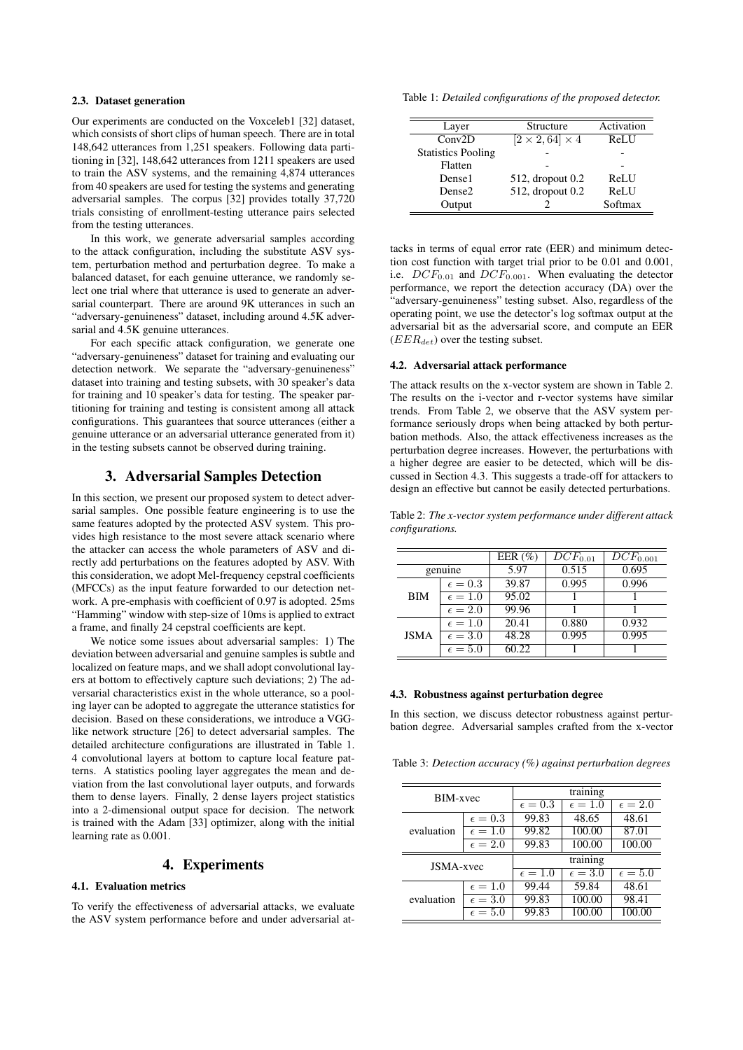### 2.3. Dataset generation

Our experiments are conducted on the Voxceleb1 [32] dataset, which consists of short clips of human speech. There are in total 148,642 utterances from 1,251 speakers. Following data partitioning in [32], 148,642 utterances from 1211 speakers are used to train the ASV systems, and the remaining 4,874 utterances from 40 speakers are used for testing the systems and generating adversarial samples. The corpus [32] provides totally 37,720 trials consisting of enrollment-testing utterance pairs selected from the testing utterances.

In this work, we generate adversarial samples according to the attack configuration, including the substitute ASV system, perturbation method and perturbation degree. To make a balanced dataset, for each genuine utterance, we randomly select one trial where that utterance is used to generate an adversarial counterpart. There are around 9K utterances in such an "adversary-genuineness" dataset, including around 4.5K adversarial and 4.5K genuine utterances.

For each specific attack configuration, we generate one "adversary-genuineness" dataset for training and evaluating our detection network. We separate the "adversary-genuineness" dataset into training and testing subsets, with 30 speaker's data for training and 10 speaker's data for testing. The speaker partitioning for training and testing is consistent among all attack configurations. This guarantees that source utterances (either a genuine utterance or an adversarial utterance generated from it) in the testing subsets cannot be observed during training.

## 3. Adversarial Samples Detection

In this section, we present our proposed system to detect adversarial samples. One possible feature engineering is to use the same features adopted by the protected ASV system. This provides high resistance to the most severe attack scenario where the attacker can access the whole parameters of ASV and directly add perturbations on the features adopted by ASV. With this consideration, we adopt Mel-frequency cepstral coefficients (MFCCs) as the input feature forwarded to our detection network. A pre-emphasis with coefficient of 0.97 is adopted. 25ms "Hamming" window with step-size of 10ms is applied to extract a frame, and finally 24 cepstral coefficients are kept.

We notice some issues about adversarial samples: 1) The deviation between adversarial and genuine samples is subtle and localized on feature maps, and we shall adopt convolutional layers at bottom to effectively capture such deviations; 2) The adversarial characteristics exist in the whole utterance, so a pooling layer can be adopted to aggregate the utterance statistics for decision. Based on these considerations, we introduce a VGG-like network structure [26] to detect adversarial samples. The detailed architecture configurations are illustrated in Table 1. 4 convolutional layers at bottom to capture local feature patterns. A statistics pooling layer aggregates the mean and deviation from the last convolutional layer outputs, and forwards them to dense layers. Finally, 2 dense layers project statistics into a 2-dimensional output space for decision. The network is trained with the Adam [33] optimizer, along with the initial learning rate as 0.001.

Table 1: *Detailed configurations of the proposed detector.*

| Layer | Structure | Activation |
|---|---|---|
| Conv2D | $[2 \times 2, 64] \times 4$ | ReLU |
| Statistics Pooling | - | - |
| Flatten | - | - |
| Dense1 | 512, dropout 0.2 | ReLU |
| Dense2 | 512, dropout 0.2 | ReLU |
| Output | 2 | Softmax |

## 4. Experiments

### 4.1. Evaluation metrics

To verify the effectiveness of adversarial attacks, we evaluate the ASV system performance before and under adversarial attacks in terms of equal error rate (EER) and minimum detection cost function with target trial prior to be 0.01 and 0.001, i.e. $DCF_{0.01}$ and $DCF_{0.001}$. When evaluating the detector performance, we report the detection accuracy (DA) over the "adversary-genuineness" testing subset. Also, regardless of the operating point, we use the detector's log softmax output at the adversarial bit as the adversarial score, and compute an EER ($EER_{det}$) over the testing subset.

### 4.2. Adversarial attack performance

The attack results on the x-vector system are shown in Table 2. The results on the i-vector and r-vector systems have similar trends. From Table 2, we observe that the ASV system performance seriously drops when being attacked by both perturbation methods. Also, the attack effectiveness increases as the perturbation degree increases. However, the perturbations with a higher degree are easier to be detected, which will be discussed in Section 4.3. This suggests a trade-off for attackers to design an effective but cannot be easily detected perturbations.

Table 2: *The x-vector system performance under different attack configurations.*

| | | EER (%) | $DCF_{0.01}$ | $DCF_{0.001}$ |
|---|---|---|---|---|
| genuine | | 5.97 | 0.515 | 0.695 |
| BIM | $\epsilon = 0.3$ | 39.87 | 0.995 | 0.996 |
| | $\epsilon = 1.0$ | 95.02 | 1 | 1 |
| | $\epsilon = 2.0$ | 99.96 | 1 | 1 |
| JSMA | $\epsilon = 1.0$ | 20.41 | 0.880 | 0.932 |
| | $\epsilon = 3.0$ | 48.28 | 0.995 | 0.995 |
| | $\epsilon = 5.0$ | 60.22 | 1 | 1 |

### 4.3. Robustness against perturbation degree

In this section, we discuss detector robustness against perturbation degree. Adversarial samples crafted from the x-vector

Table 3: *Detection accuracy (%) against perturbation degrees*

| BIM-xvec | | training | | |
|---|---|---|---|---|
| | | $\epsilon = 0.3$ | $\epsilon = 1.0$ | $\epsilon = 2.0$ |
| evaluation | $\epsilon = 0.3$ | 99.83 | 48.65 | 48.61 |
| | $\epsilon = 1.0$ | 99.82 | 100.00 | 87.01 |
| | $\epsilon = 2.0$ | 99.83 | 100.00 | 100.00 |
| **JSMA-xvec** | | **training** | | |
| | | $\epsilon = 1.0$ | $\epsilon = 3.0$ | $\epsilon = 5.0$ |
| evaluation | $\epsilon = 1.0$ | 99.44 | 59.84 | 48.61 |
| | $\epsilon = 3.0$ | 99.83 | 100.00 | 98.41 |
| | $\epsilon = 5.0$ | 99.83 | 100.00 | 100.00 |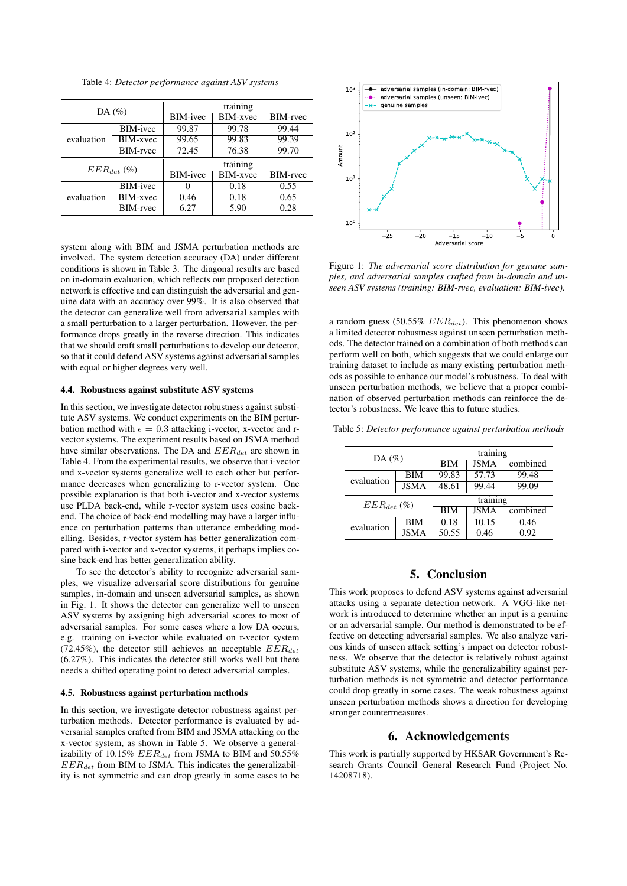Table 4: *Detector performance against ASV systems*

| DA (%) | | training | | |
|---|---|---|---|---|
| | | BIM-ivec | BIM-xvec | BIM-rvec |
| evaluation | BIM-ivec | 99.87 | 99.78 | 99.44 |
| | BIM-xvec | 99.65 | 99.83 | 99.39 |
| | BIM-rvec | 72.45 | 76.38 | 99.70 |
| $EER_{det}$ (%) | | training | | |
| | | BIM-ivec | BIM-xvec | BIM-rvec |
| evaluation | BIM-ivec | 0 | 0.18 | 0.55 |
| | BIM-xvec | 0.46 | 0.18 | 0.65 |
| | BIM-rvec | 6.27 | 5.90 | 0.28 |

system along with BIM and JSMA perturbation methods are involved. The system detection accuracy (DA) under different conditions is shown in Table 3. The diagonal results are based on in-domain evaluation, which reflects our proposed detection network is effective and can distinguish the adversarial and genuine data with an accuracy over 99%. It is also observed that the detector can generalize well from adversarial samples with a small perturbation to a larger perturbation. However, the performance drops greatly in the reverse direction. This indicates that we should craft small perturbations to develop our detector, so that it could defend ASV systems against adversarial samples with equal or higher degrees very well.

### 4.4. Robustness against substitute ASV systems

In this section, we investigate detector robustness against substitute ASV systems. We conduct experiments on the BIM perturbation method with $\epsilon = 0.3$ attacking i-vector, x-vector and r-vector systems. The experiment results based on JSMA method have similar observations. The DA and $EER_{det}$ are shown in Table 4. From the experimental results, we observe that i-vector and x-vector systems generalize well to each other but performance decreases when generalizing to r-vector system. One possible explanation is that both i-vector and x-vector systems use PLDA back-end, while r-vector system uses cosine back-end. The choice of back-end modelling may have a larger influence on perturbation patterns than utterance embedding modelling. Besides, r-vector system has better generalization compared with i-vector and x-vector systems, it perhaps implies cosine back-end has better generalization ability.

To see the detector's ability to recognize adversarial samples, we visualize adversarial score distributions for genuine samples, in-domain and unseen adversarial samples, as shown in Fig. 1. It shows the detector can generalize well to unseen ASV systems by assigning high adversarial scores to most of adversarial samples. For some cases where a low DA occurs, e.g. training on i-vector while evaluated on r-vector system (72.45%), the detector still achieves an acceptable $EER_{det}$ (6.27%). This indicates the detector still works well but there needs a shifted operating point to detect adversarial samples.

### 4.5. Robustness against perturbation methods

In this section, we investigate detector robustness against perturbation methods. Detector performance is evaluated by adversarial samples crafted from BIM and JSMA attacking on the x-vector system, as shown in Table 5. We observe a generalizability of 10.15% $EER_{det}$ from JSMA to BIM and 50.55% $EER_{det}$ from BIM to JSMA. This indicates the generalizability is not symmetric and can drop greatly in some cases to be

Figure 1: *The adversarial score distribution for genuine samples, and adversarial samples crafted from in-domain and unseen ASV systems (training: BIM-rvec, evaluation: BIM-ivec).*

a random guess (50.55% $EER_{det}$). This phenomenon shows a limited detector robustness against unseen perturbation methods. The detector trained on a combination of both methods can perform well on both, which suggests that we could enlarge our training dataset to include as many existing perturbation methods as possible to enhance our model's robustness. To deal with unseen perturbation methods, we believe that a proper combination of observed perturbation methods can reinforce the detector's robustness. We leave this to future studies.

Table 5: *Detector performance against perturbation methods*

| DA (%) | | training | | |
|---|---|---|---|---|
| | | BIM | JSMA | combined |
| evaluation | BIM | 99.83 | 57.73 | 99.48 |
| | JSMA | 48.61 | 99.44 | 99.09 |
| $EER_{det}$ (%) | | training | | |
| | | BIM | JSMA | combined |
| evaluation | BIM | 0.18 | 10.15 | 0.46 |
| | JSMA | 50.55 | 0.46 | 0.92 |

## 5. Conclusion

This work proposes to defend ASV systems against adversarial attacks using a separate detection network. A VGG-like network is introduced to determine whether an input is a genuine or an adversarial sample. Our method is demonstrated to be effective on detecting adversarial samples. We also analyze various kinds of unseen attack setting's impact on detector robustness. We observe that the detector is relatively robust against substitute ASV systems, while the generalizability against perturbation methods is not symmetric and detector performance could drop greatly in some cases. The weak robustness against unseen perturbation methods shows a direction for developing stronger countermeasures.

## 6. Acknowledgements

This work is partially supported by HKSAR Government's Research Grants Council General Research Fund (Project No. 14208718).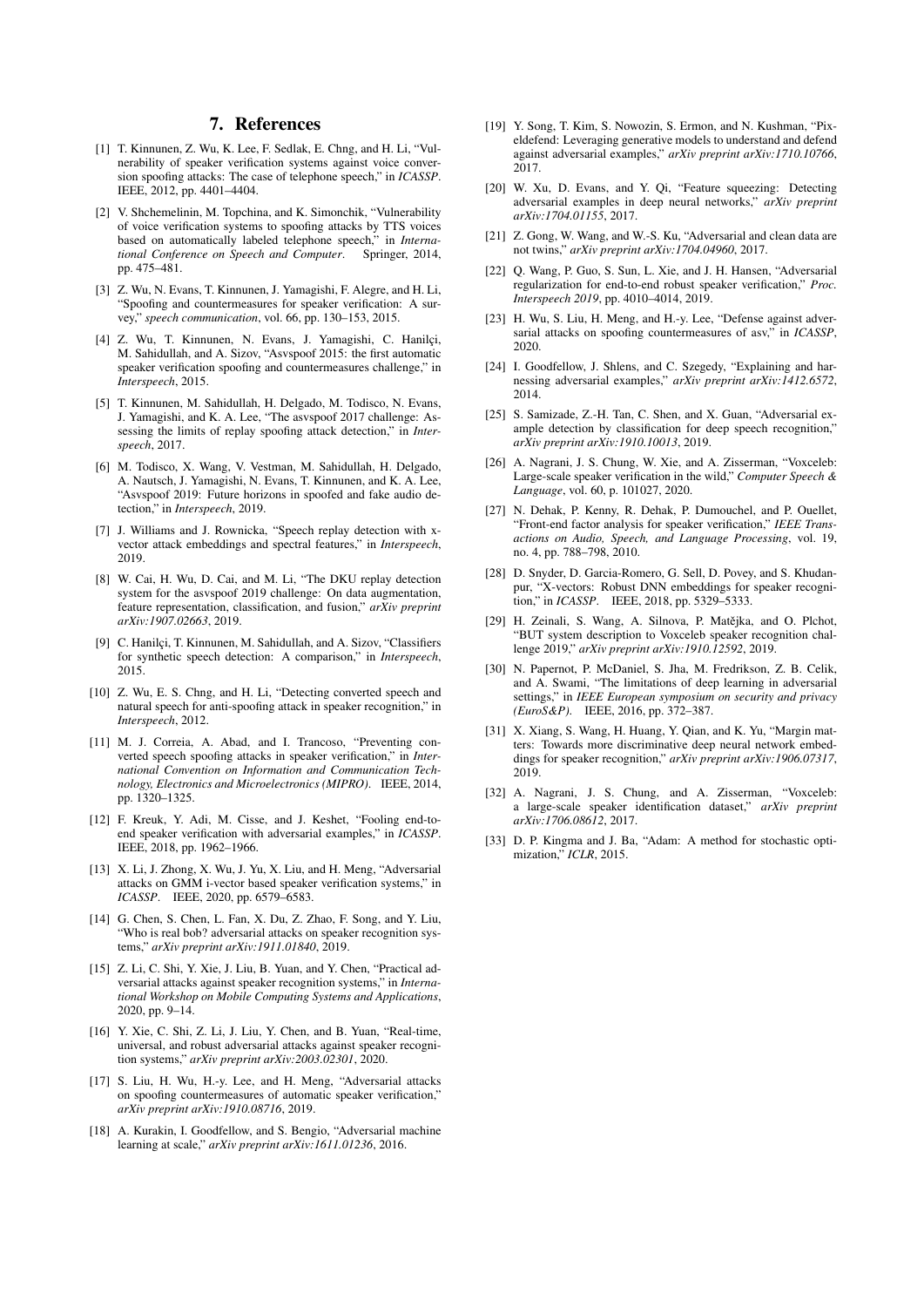## 7. References

[1] T. Kinnunen, Z. Wu, K. Lee, F. Sedlak, E. Chng, and H. Li, "Vulnerability of speaker verification systems against voice conversion spoofing attacks: The case of telephone speech," in *ICASSP*. IEEE, 2012, pp. 4401–4404.

[2] V. Shchemelinin, M. Topchina, and K. Simonchik, "Vulnerability of voice verification systems to spoofing attacks by TTS voices based on automatically labeled telephone speech," in *International Conference on Speech and Computer*. Springer, 2014, pp. 475–481.

[3] Z. Wu, N. Evans, T. Kinnunen, J. Yamagishi, F. Alegre, and H. Li, "Spoofing and countermeasures for speaker verification: A survey," *speech communication*, vol. 66, pp. 130–153, 2015.

[4] Z. Wu, T. Kinnunen, N. Evans, J. Yamagishi, C. Hanilçi, M. Sahidullah, and A. Sizov, "Asvspoof 2015: the first automatic speaker verification spoofing and countermeasures challenge," in *Interspeech*, 2015.

[5] T. Kinnunen, M. Sahidullah, H. Delgado, M. Todisco, N. Evans, J. Yamagishi, and K. A. Lee, "The asvspoof 2017 challenge: Assessing the limits of replay spoofing attack detection," in *Interspeech*, 2017.

[6] M. Todisco, X. Wang, V. Vestman, M. Sahidullah, H. Delgado, A. Nautsch, J. Yamagishi, N. Evans, T. Kinnunen, and K. A. Lee, "Asvspoof 2019: Future horizons in spoofed and fake audio detection," in *Interspeech*, 2019.

[7] J. Williams and J. Rownicka, "Speech replay detection with x-vector attack embeddings and spectral features," in *Interspeech*, 2019.

[8] W. Cai, H. Wu, D. Cai, and M. Li, "The DKU replay detection system for the asvspoof 2019 challenge: On data augmentation, feature representation, classification, and fusion," *arXiv preprint arXiv:1907.02663*, 2019.

[9] C. Hanilçi, T. Kinnunen, M. Sahidullah, and A. Sizov, "Classifiers for synthetic speech detection: A comparison," in *Interspeech*, 2015.

[10] Z. Wu, E. S. Chng, and H. Li, "Detecting converted speech and natural speech for anti-spoofing attack in speaker recognition," in *Interspeech*, 2012.

[11] M. J. Correia, A. Abad, and I. Trancoso, "Preventing converted speech spoofing attacks in speaker verification," in *International Convention on Information and Communication Technology, Electronics and Microelectronics (MIPRO)*. IEEE, 2014, pp. 1320–1325.

[12] F. Kreuk, Y. Adi, M. Cisse, and J. Keshet, "Fooling end-to-end speaker verification with adversarial examples," in *ICASSP*. IEEE, 2018, pp. 1962–1966.

[13] X. Li, J. Zhong, X. Wu, J. Yu, X. Liu, and H. Meng, "Adversarial attacks on GMM i-vector based speaker verification systems," in *ICASSP*. IEEE, 2020, pp. 6579–6583.

[14] G. Chen, S. Chen, L. Fan, X. Du, Z. Zhao, F. Song, and Y. Liu, "Who is real bob? adversarial attacks on speaker recognition systems," *arXiv preprint arXiv:1911.01840*, 2019.

[15] Z. Li, C. Shi, Y. Xie, J. Liu, B. Yuan, and Y. Chen, "Practical adversarial attacks against speaker recognition systems," in *International Workshop on Mobile Computing Systems and Applications*, 2020, pp. 9–14.

[16] Y. Xie, C. Shi, Z. Li, J. Liu, Y. Chen, and B. Yuan, "Real-time, universal, and robust adversarial attacks against speaker recognition systems," *arXiv preprint arXiv:2003.02301*, 2020.

[17] S. Liu, H. Wu, H.-y. Lee, and H. Meng, "Adversarial attacks on spoofing countermeasures of automatic speaker verification," *arXiv preprint arXiv:1910.08716*, 2019.

[18] A. Kurakin, I. Goodfellow, and S. Bengio, "Adversarial machine learning at scale," *arXiv preprint arXiv:1611.01236*, 2016.

[19] Y. Song, T. Kim, S. Nowozin, S. Ermon, and N. Kushman, "Pixeldefend: Leveraging generative models to understand and defend against adversarial examples," *arXiv preprint arXiv:1710.10766*, 2017.

[20] W. Xu, D. Evans, and Y. Qi, "Feature squeezing: Detecting adversarial examples in deep neural networks," *arXiv preprint arXiv:1704.01155*, 2017.

[21] Z. Gong, W. Wang, and W.-S. Ku, "Adversarial and clean data are not twins," *arXiv preprint arXiv:1704.04960*, 2017.

[22] Q. Wang, P. Guo, S. Sun, L. Xie, and J. H. Hansen, "Adversarial regularization for end-to-end robust speaker verification," *Proc. Interspeech 2019*, pp. 4010–4014, 2019.

[23] H. Wu, S. Liu, H. Meng, and H.-y. Lee, "Defense against adversarial attacks on spoofing countermeasures of asv," in *ICASSP*, 2020.

[24] I. Goodfellow, J. Shlens, and C. Szegedy, "Explaining and harnessing adversarial examples," *arXiv preprint arXiv:1412.6572*, 2014.

[25] S. Samizade, Z.-H. Tan, C. Shen, and X. Guan, "Adversarial example detection by classification for deep speech recognition," *arXiv preprint arXiv:1910.10013*, 2019.

[26] A. Nagrani, J. S. Chung, W. Xie, and A. Zisserman, "Voxceleb: Large-scale speaker verification in the wild," *Computer Speech & Language*, vol. 60, p. 101027, 2020.

[27] N. Dehak, P. Kenny, R. Dehak, P. Dumouchel, and P. Ouellet, "Front-end factor analysis for speaker verification," *IEEE Transactions on Audio, Speech, and Language Processing*, vol. 19, no. 4, pp. 788–798, 2010.

[28] D. Snyder, D. Garcia-Romero, G. Sell, D. Povey, and S. Khudanpur, "X-vectors: Robust DNN embeddings for speaker recognition," in *ICASSP*. IEEE, 2018, pp. 5329–5333.

[29] H. Zeinali, S. Wang, A. Silnova, P. Matějka, and O. Plchot, "BUT system description to Voxceleb speaker recognition challenge 2019," *arXiv preprint arXiv:1910.12592*, 2019.

[30] N. Papernot, P. McDaniel, S. Jha, M. Fredrikson, Z. B. Celik, and A. Swami, "The limitations of deep learning in adversarial settings," in *IEEE European symposium on security and privacy (EuroS&P)*. IEEE, 2016, pp. 372–387.

[31] X. Xiang, S. Wang, H. Huang, Y. Qian, and K. Yu, "Margin matters: Towards more discriminative deep neural network embeddings for speaker recognition," *arXiv preprint arXiv:1906.07317*, 2019.

[32] A. Nagrani, J. S. Chung, and A. Zisserman, "Voxceleb: a large-scale speaker identification dataset," *arXiv preprint arXiv:1706.08612*, 2017.

[33] D. P. Kingma and J. Ba, "Adam: A method for stochastic optimization," *ICLR*, 2015.